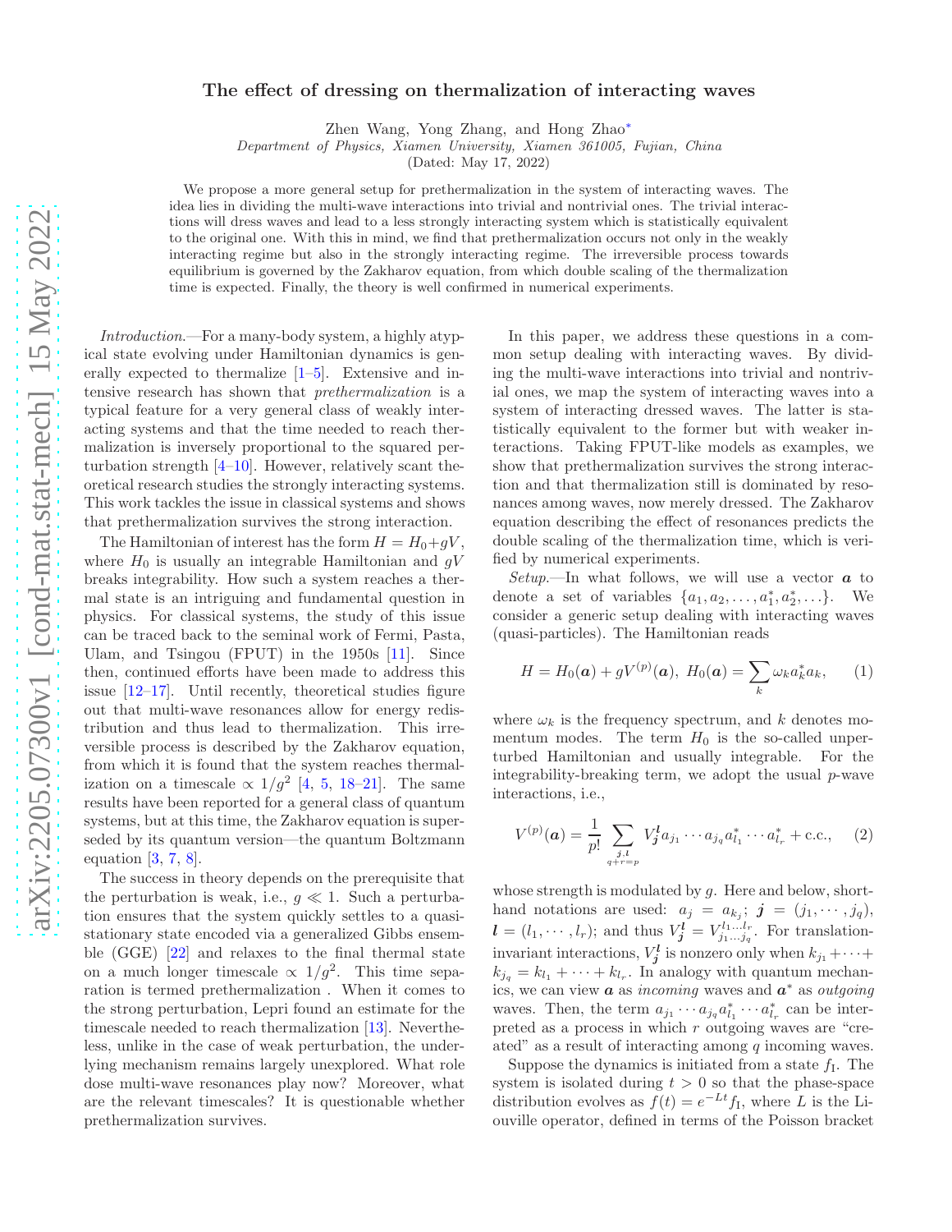# The effect of dressing on thermalization of interacting waves

Zhen Wang, Yong Zhang, and Hong Zhao[*]

*Department of Physics, Xiamen University, Xiamen 361005, Fujian, China*

(Dated: May 17, 2022)

We propose a more general setup for prethermalization in the system of interacting waves. The idea lies in dividing the multi-wave interactions into trivial and nontrivial ones. The trivial interactions will dress waves and lead to a less strongly interacting system which is statistically equivalent to the original one. With this in mind, we find that prethermalization occurs not only in the weakly interacting regime but also in the strongly interacting regime. The irreversible process towards equilibrium is governed by the Zakharov equation, from which double scaling of the thermalization time is expected. Finally, the theory is well confirmed in numerical experiments.

*Introduction.*—For a many-body system, a highly atypical state evolving under Hamiltonian dynamics is generally expected to thermalize [1–5]. Extensive and intensive research has shown that *prethermalization* is a typical feature for a very general class of weakly interacting systems and that the time needed to reach thermalization is inversely proportional to the squared perturbation strength [4–10]. However, relatively scant theoretical research studies the strongly interacting systems. This work tackles the issue in classical systems and shows that prethermalization survives the strong interaction.

The Hamiltonian of interest has the form $H = H_0 + gV$, where $H_0$ is usually an integrable Hamiltonian and $gV$ breaks integrability. How such a system reaches a thermal state is an intriguing and fundamental question in physics. For classical systems, the study of this issue can be traced back to the seminal work of Fermi, Pasta, Ulam, and Tsingou (FPUT) in the 1950s [11]. Since then, continued efforts have been made to address this issue [12–17]. Until recently, theoretical studies figure out that multi-wave resonances allow for energy redistribution and thus lead to thermalization. This irreversible process is described by the Zakharov equation, from which it is found that the system reaches thermalization on a timescale $\propto 1/g^2$ [4, 5, 18–21]. The same results have been reported for a general class of quantum systems, but at this time, the Zakharov equation is superseded by its quantum version—the quantum Boltzmann equation [3, 7, 8].

The success in theory depends on the prerequisite that the perturbation is weak, i.e., $g \ll 1$. Such a perturbation ensures that the system quickly settles to a quasi-stationary state encoded via a generalized Gibbs ensemble (GGE) [22] and relaxes to the final thermal state on a much longer timescale $\propto 1/g^2$. This time separation is termed prethermalization . When it comes to the strong perturbation, Lepri found an estimate for the timescale needed to reach thermalization [13]. Nevertheless, unlike in the case of weak perturbation, the underlying mechanism remains largely unexplored. What role dose multi-wave resonances play now? Moreover, what are the relevant timescales? It is questionable whether prethermalization survives.

In this paper, we address these questions in a common setup dealing with interacting waves. By dividing the multi-wave interactions into trivial and nontrivial ones, we map the system of interacting waves into a system of interacting dressed waves. The latter is statistically equivalent to the former but with weaker interactions. Taking FPUT-like models as examples, we show that prethermalization survives the strong interaction and that thermalization still is dominated by resonances among waves, now merely dressed. The Zakharov equation describing the effect of resonances predicts the double scaling of the thermalization time, which is verified by numerical experiments.

*Setup.*—In what follows, we will use a vector $\boldsymbol{a}$ to denote a set of variables $\{a_1, a_2, \ldots, a_1^*, a_2^*, \ldots\}$. We consider a generic setup dealing with interacting waves (quasi-particles). The Hamiltonian reads

$$H = H_0(\boldsymbol{a}) + gV^{(p)}(\boldsymbol{a}),\ H_0(\boldsymbol{a}) = \sum_k \omega_k a_k^* a_k, \qquad (1)$$

where $\omega_k$ is the frequency spectrum, and $k$ denotes momentum modes. The term $H_0$ is the so-called unperturbed Hamiltonian and usually integrable. For the integrability-breaking term, we adopt the usual $p$-wave interactions, i.e.,

$$V^{(p)}(\boldsymbol{a}) = \frac{1}{p!} \sum_{\substack{\boldsymbol{j},\boldsymbol{l} \\ q+r=p}} V_{\boldsymbol{j}}^{\boldsymbol{l}} a_{j_1} \cdots a_{j_q} a_{l_1}^* \cdots a_{l_r}^* + \text{c.c.}, \qquad (2)$$

whose strength is modulated by $g$. Here and below, shorthand notations are used: $a_j = a_{k_j}$; $\boldsymbol{j} = (j_1, \cdots, j_q)$, $\boldsymbol{l} = (l_1, \cdots, l_r)$; and thus $V_{\boldsymbol{j}}^{\boldsymbol{l}} = V_{j_1 \ldots j_q}^{l_1 \ldots l_r}$. For translation-invariant interactions, $V_{\boldsymbol{j}}^{\boldsymbol{l}}$ is nonzero only when $k_{j_1} + \cdots + k_{j_q} = k_{l_1} + \cdots + k_{l_r}$. In analogy with quantum mechanics, we can view $\boldsymbol{a}$ as *incoming* waves and $\boldsymbol{a}^*$ as *outgoing* waves. Then, the term $a_{j_1} \cdots a_{j_q} a_{l_1}^* \cdots a_{l_r}^*$ can be interpreted as a process in which $r$ outgoing waves are "created" as a result of interacting among $q$ incoming waves.

Suppose the dynamics is initiated from a state $f_\mathrm{I}$. The system is isolated during $t > 0$ so that the phase-space distribution evolves as $f(t) = e^{-Lt} f_\mathrm{I}$, where $L$ is the Liouville operator, defined in terms of the Poisson bracket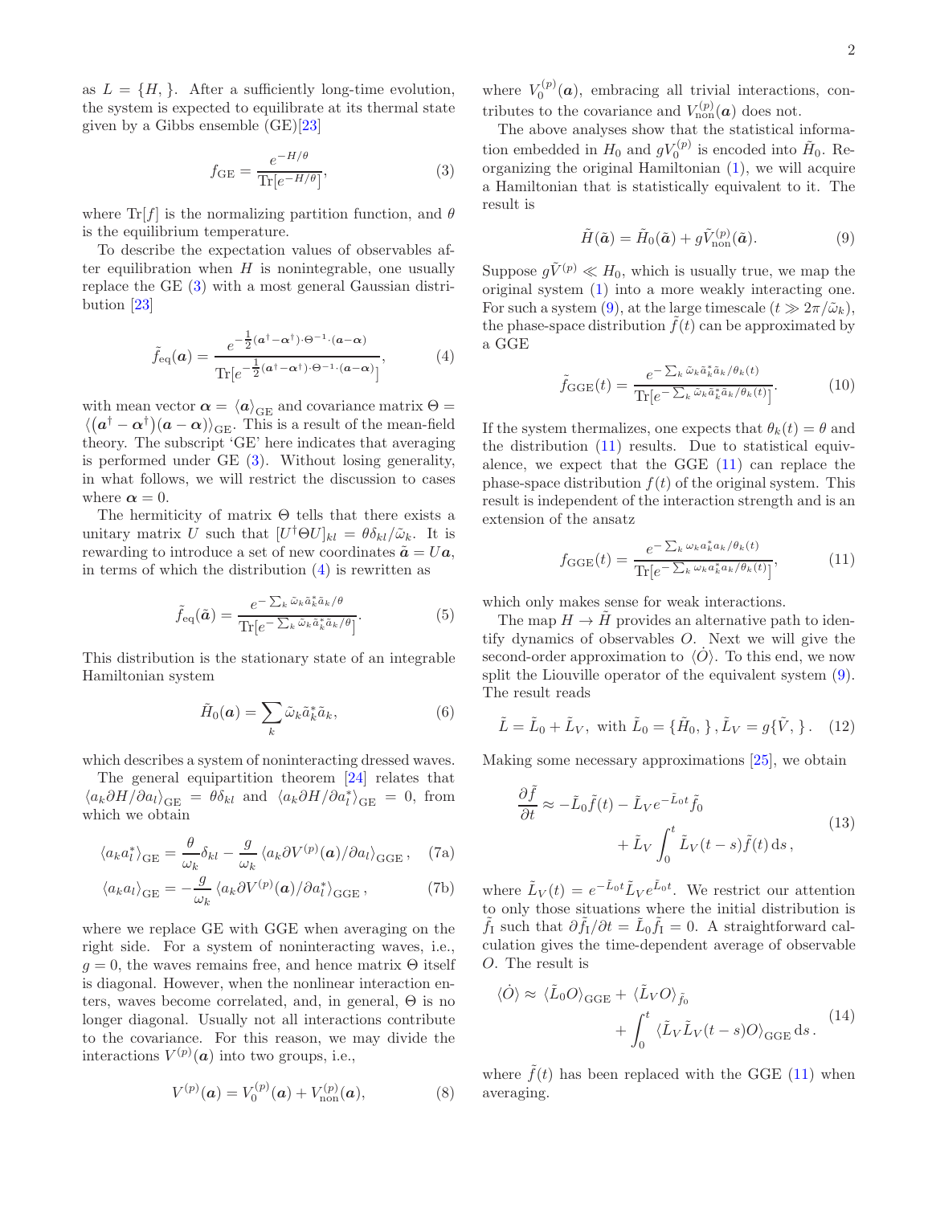as $L = \{H, \}$. After a sufficiently long-time evolution, the system is expected to equilibrate at its thermal state given by a Gibbs ensemble (GE)[23]

$$f_{\rm GE} = \frac{e^{-H/\theta}}{{\rm Tr}[e^{-H/\theta}]}, \tag{3}$$

where ${\rm Tr}[f]$ is the normalizing partition function, and $\theta$ is the equilibrium temperature.

To describe the expectation values of observables after equilibration when $H$ is nonintegrable, one usually replace the GE (3) with a most general Gaussian distribution [23]

$$\tilde{f}_{\rm eq}(\boldsymbol{a}) = \frac{e^{-\frac{1}{2}(\boldsymbol{a}^\dagger - \boldsymbol{\alpha}^\dagger)\cdot\Theta^{-1}\cdot(\boldsymbol{a}-\boldsymbol{\alpha})}}{{\rm Tr}[e^{-\frac{1}{2}(\boldsymbol{a}^\dagger - \boldsymbol{\alpha}^\dagger)\cdot\Theta^{-1}\cdot(\boldsymbol{a}-\boldsymbol{\alpha})}]}, \tag{4}$$

with mean vector $\boldsymbol{\alpha} = \langle \boldsymbol{a}\rangle_{\rm GE}$ and covariance matrix $\Theta = \langle (\boldsymbol{a}^\dagger - \boldsymbol{\alpha}^\dagger)(\boldsymbol{a}-\boldsymbol{\alpha})\rangle_{\rm GE}$. This is a result of the mean-field theory. The subscript 'GE' here indicates that averaging is performed under GE (3). Without losing generality, in what follows, we will restrict the discussion to cases where $\boldsymbol{\alpha} = 0$.

The hermiticity of matrix $\Theta$ tells that there exists a unitary matrix $U$ such that $[U^\dagger \Theta U]_{kl} = \theta\delta_{kl}/\tilde{\omega}_k$. It is rewarding to introduce a set of new coordinates $\tilde{\boldsymbol{a}} = U\boldsymbol{a}$, in terms of which the distribution (4) is rewritten as

$$\tilde{f}_{\rm eq}(\tilde{\boldsymbol{a}}) = \frac{e^{-\sum_k \tilde{\omega}_k \tilde{a}_k^* \tilde{a}_k/\theta}}{{\rm Tr}[e^{-\sum_k \tilde{\omega}_k \tilde{a}_k^* \tilde{a}_k/\theta}]}. \tag{5}$$

This distribution is the stationary state of an integrable Hamiltonian system

$$\tilde{H}_0(\boldsymbol{a}) = \sum_k \tilde{\omega}_k \tilde{a}_k^* \tilde{a}_k, \tag{6}$$

which describes a system of noninteracting dressed waves.

The general equipartition theorem [24] relates that $\langle a_k \partial H/\partial a_l\rangle_{\rm GE} = \theta\delta_{kl}$ and $\langle a_k \partial H/\partial a_l^*\rangle_{\rm GE} = 0$, from which we obtain

$$\langle a_k a_l^*\rangle_{\rm GE} = \frac{\theta}{\omega_k}\delta_{kl} - \frac{g}{\omega_k}\left\langle a_k \partial V^{(p)}(\boldsymbol{a})/\partial a_l\right\rangle_{\rm GGE}, \tag{7a}$$

$$\langle a_k a_l\rangle_{\rm GE} = -\frac{g}{\omega_k}\left\langle a_k \partial V^{(p)}(\boldsymbol{a})/\partial a_l^*\right\rangle_{\rm GGE}, \tag{7b}$$

where we replace GE with GGE when averaging on the right side. For a system of noninteracting waves, i.e., $g = 0$, the waves remains free, and hence matrix $\Theta$ itself is diagonal. However, when the nonlinear interaction enters, waves become correlated, and, in general, $\Theta$ is no longer diagonal. Usually not all interactions contribute to the covariance. For this reason, we may divide the interactions $V^{(p)}(\boldsymbol{a})$ into two groups, i.e.,

$$V^{(p)}(\boldsymbol{a}) = V_0^{(p)}(\boldsymbol{a}) + V_{\rm non}^{(p)}(\boldsymbol{a}), \tag{8}$$

where $V_0^{(p)}(\boldsymbol{a})$, embracing all trivial interactions, contributes to the covariance and $V_{\rm non}^{(p)}(\boldsymbol{a})$ does not.

The above analyses show that the statistical information embedded in $H_0$ and $gV_0^{(p)}$ is encoded into $\tilde{H}_0$. Reorganizing the original Hamiltonian (1), we will acquire a Hamiltonian that is statistically equivalent to it. The result is

$$\tilde{H}(\tilde{\boldsymbol{a}}) = \tilde{H}_0(\tilde{\boldsymbol{a}}) + g\tilde{V}_{\rm non}^{(p)}(\tilde{\boldsymbol{a}}). \tag{9}$$

Suppose $g\tilde{V}^{(p)} \ll H_0$, which is usually true, we map the original system (1) into a more weakly interacting one. For such a system (9), at the large timescale ($t \gg 2\pi/\tilde{\omega}_k$), the phase-space distribution $\tilde{f}(t)$ can be approximated by a GGE

$$\tilde{f}_{\rm GGE}(t) = \frac{e^{-\sum_k \tilde{\omega}_k \tilde{a}_k^* \tilde{a}_k/\theta_k(t)}}{{\rm Tr}[e^{-\sum_k \tilde{\omega}_k \tilde{a}_k^* \tilde{a}_k/\theta_k(t)}]}. \tag{10}$$

If the system thermalizes, one expects that $\theta_k(t) = \theta$ and the distribution (11) results. Due to statistical equivalence, we expect that the GGE (11) can replace the phase-space distribution $f(t)$ of the original system. This result is independent of the interaction strength and is an extension of the ansatz

$$f_{\rm GGE}(t) = \frac{e^{-\sum_k \omega_k a_k^* a_k/\theta_k(t)}}{{\rm Tr}[e^{-\sum_k \omega_k a_k^* a_k/\theta_k(t)}]}, \tag{11}$$

which only makes sense for weak interactions.

The map $H \to \tilde{H}$ provides an alternative path to identify dynamics of observables $O$. Next we will give the second-order approximation to $\langle \dot{O}\rangle$. To this end, we now split the Liouville operator of the equivalent system (9). The result reads

$$\tilde{L} = \tilde{L}_0 + \tilde{L}_V,\ \text{with}\ \tilde{L}_0 = \{\tilde{H}_0, \}\,, \tilde{L}_V = g\{\tilde{V}, \}\,. \tag{12}$$

Making some necessary approximations [25], we obtain

$$\begin{aligned}\frac{\partial \tilde{f}}{\partial t} \approx -\tilde{L}_0\tilde{f}(t) - \tilde{L}_V e^{-\tilde{L}_0 t}\tilde{f}_0 \\ + \tilde{L}_V\int_0^t \tilde{L}_V(t-s)\tilde{f}(t)\,{\rm d}s\,,\end{aligned} \tag{13}$$

where $\tilde{L}_V(t) = e^{-\tilde{L}_0 t}\tilde{L}_V e^{\tilde{L}_0 t}$. We restrict our attention to only those situations where the initial distribution is $\tilde{f}_{\rm I}$ such that $\partial\tilde{f}_{\rm I}/\partial t = \tilde{L}_0\tilde{f}_{\rm I} = 0$. A straightforward calculation gives the time-dependent average of observable $O$. The result is

$$\begin{aligned}\langle \dot{O}\rangle \approx \langle \tilde{L}_0 O\rangle_{\rm GGE} + \langle \tilde{L}_V O\rangle_{\tilde{f}_0} \\ + \int_0^t \langle \tilde{L}_V \tilde{L}_V(t-s) O\rangle_{\rm GGE}\,{\rm d}s\,.\end{aligned} \tag{14}$$

where $\tilde{f}(t)$ has been replaced with the GGE (11) when averaging.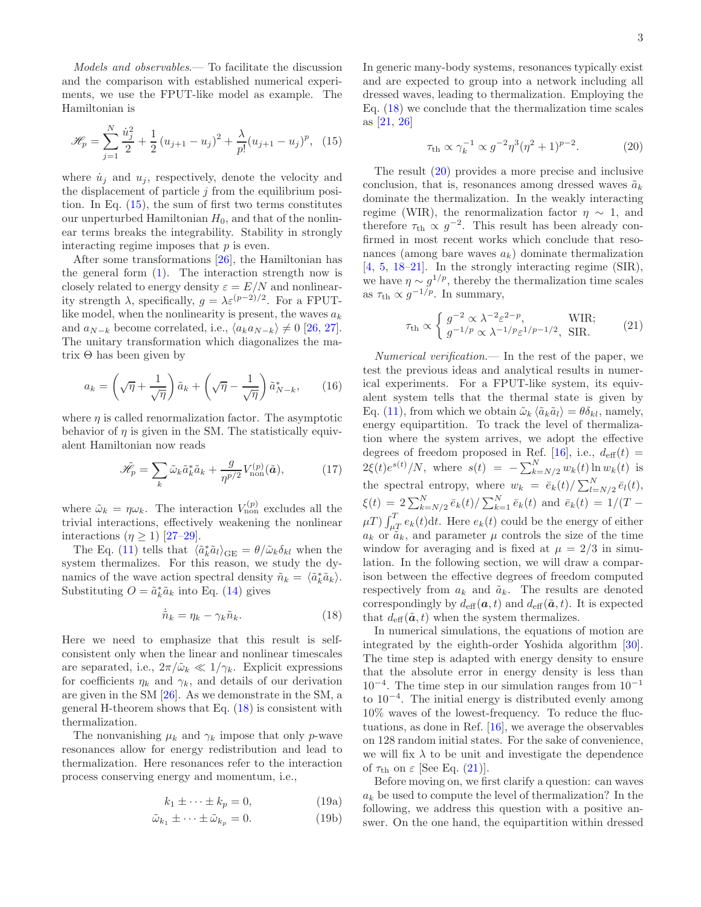*Models and observables.*— To facilitate the discussion and the comparison with established numerical experiments, we use the FPUT-like model as example. The Hamiltonian is

$$\mathscr{H}_p = \sum_{j=1}^{N} \frac{\dot{u}_j^2}{2} + \frac{1}{2}\left(u_{j+1} - u_j\right)^2 + \frac{\lambda}{p!}(u_{j+1} - u_j)^p, \quad (15)$$

where $\dot{u}_j$ and $u_j$, respectively, denote the velocity and the displacement of particle $j$ from the equilibrium position. In Eq. (15), the sum of first two terms constitutes our unperturbed Hamiltonian $H_0$, and that of the nonlinear terms breaks the integrability. Stability in strongly interacting regime imposes that $p$ is even.

After some transformations [26], the Hamiltonian has the general form (1). The interaction strength now is closely related to energy density $\varepsilon = E/N$ and nonlinearity strength $\lambda$, specifically, $g = \lambda\varepsilon^{(p-2)/2}$. For a FPUT-like model, when the nonlinearity is present, the waves $a_k$ and $a_{N-k}$ become correlated, i.e., $\langle a_k a_{N-k}\rangle \neq 0$ [26, 27]. The unitary transformation which diagonalizes the matrix $\Theta$ has been given by

$$a_k = \left(\sqrt{\eta} + \frac{1}{\sqrt{\eta}}\right)\tilde{a}_k + \left(\sqrt{\eta} - \frac{1}{\sqrt{\eta}}\right)\tilde{a}^*_{N-k}, \quad (16)$$

where $\eta$ is called renormalization factor. The asymptotic behavior of $\eta$ is given in the SM. The statistically equivalent Hamiltonian now reads

$$\tilde{\mathscr{H}}_p = \sum_k \tilde{\omega}_k \tilde{a}^*_k \tilde{a}_k + \frac{g}{\eta^{p/2}} V^{(p)}_{\text{non}}(\tilde{\boldsymbol{a}}), \quad (17)$$

where $\tilde{\omega}_k = \eta\omega_k$. The interaction $V^{(p)}_{\text{non}}$ excludes all the trivial interactions, effectively weakening the nonlinear interactions ($\eta \geq 1$) [27–29].

The Eq. (11) tells that $\langle \tilde{a}^*_k \tilde{a}_l\rangle_{\text{GE}} = \theta/\tilde{\omega}_k\delta_{kl}$ when the system thermalizes. For this reason, we study the dynamics of the wave action spectral density $\tilde{n}_k = \langle \tilde{a}^*_k \tilde{a}_k\rangle$. Substituting $O = \tilde{a}^*_k \tilde{a}_k$ into Eq. (14) gives

$$\dot{\tilde{n}}_k = \eta_k - \gamma_k \tilde{n}_k. \quad (18)$$

Here we need to emphasize that this result is self-consistent only when the linear and nonlinear timescales are separated, i.e., $2\pi/\tilde{\omega}_k \ll 1/\gamma_k$. Explicit expressions for coefficients $\eta_k$ and $\gamma_k$, and details of our derivation are given in the SM [26]. As we demonstrate in the SM, a general H-theorem shows that Eq. (18) is consistent with thermalization.

The nonvanishing $\mu_k$ and $\gamma_k$ impose that only $p$-wave resonances allow for energy redistribution and lead to thermalization. Here resonances refer to the interaction process conserving energy and momentum, i.e.,

$$k_1 \pm \cdots \pm k_p = 0, \quad (19a)$$

$$\tilde{\omega}_{k_1} \pm \cdots \pm \tilde{\omega}_{k_p} = 0. \quad (19b)$$

In generic many-body systems, resonances typically exist and are expected to group into a network including all dressed waves, leading to thermalization. Employing the Eq. (18) we conclude that the thermalization time scales as [21, 26]

$$\tau_{\text{th}} \propto \gamma_k^{-1} \propto g^{-2}\eta^3(\eta^2+1)^{p-2}. \quad (20)$$

The result (20) provides a more precise and inclusive conclusion, that is, resonances among dressed waves $\tilde{a}_k$ dominate the thermalization. In the weakly interacting regime (WIR), the renormalization factor $\eta \sim 1$, and therefore $\tau_{\text{th}} \propto g^{-2}$. This result has been already confirmed in most recent works which conclude that resonances (among bare waves $a_k$) dominate thermalization [4, 5, 18–21]. In the strongly interacting regime (SIR), we have $\eta \sim g^{1/p}$, thereby the thermalization time scales as $\tau_{\text{th}} \propto g^{-1/p}$. In summary,

$$\tau_{\text{th}} \propto \begin{cases} g^{-2} \propto \lambda^{-2}\varepsilon^{2-p}, & \text{WIR;} \\ g^{-1/p} \propto \lambda^{-1/p}\varepsilon^{1/p-1/2}, & \text{SIR.} \end{cases} \quad (21)$$

*Numerical verification.*— In the rest of the paper, we test the previous ideas and analytical results in numerical experiments. For a FPUT-like system, its equivalent system tells that the thermal state is given by Eq. (11), from which we obtain $\tilde{\omega}_k\langle \tilde{a}_k\tilde{a}_l\rangle = \theta\delta_{kl}$, namely, energy equipartition. To track the level of thermalization where the system arrives, we adopt the effective degrees of freedom proposed in Ref. [16], i.e., $d_{\text{eff}}(t) = 2\xi(t)e^{s(t)}/N$, where $s(t) = -\sum_{k=N/2}^{N} w_k(t)\ln w_k(t)$ is the spectral entropy, where $w_k = \bar{e}_k(t)/\sum_{l=N/2}^{N}\bar{e}_l(t)$, $\xi(t) = 2\sum_{k=N/2}^{N}\bar{e}_k(t)/\sum_{k=1}^{N}\bar{e}_k(t)$ and $\bar{e}_k(t) = 1/(T - \mu T)\int_{\mu T}^{T} e_k(t)\mathrm{d}t$. Here $e_k(t)$ could be the energy of either $a_k$ or $\tilde{a}_k$, and parameter $\mu$ controls the size of the time window for averaging and is fixed at $\mu = 2/3$ in simulation. In the following section, we will draw a comparison between the effective degrees of freedom computed respectively from $a_k$ and $\tilde{a}_k$. The results are denoted correspondingly by $d_{\text{eff}}(\boldsymbol{a}, t)$ and $d_{\text{eff}}(\tilde{\boldsymbol{a}}, t)$. It is expected that $d_{\text{eff}}(\tilde{\boldsymbol{a}}, t)$ when the system thermalizes.

In numerical simulations, the equations of motion are integrated by the eighth-order Yoshida algorithm [30]. The time step is adapted with energy density to ensure that the absolute error in energy density is less than $10^{-4}$. The time step in our simulation ranges from $10^{-1}$ to $10^{-4}$. The initial energy is distributed evenly among 10% waves of the lowest-frequency. To reduce the fluctuations, as done in Ref. [16], we average the observables on 128 random initial states. For the sake of convenience, we will fix $\lambda$ to be unit and investigate the dependence of $\tau_{\text{th}}$ on $\varepsilon$ [See Eq. (21)].

Before moving on, we first clarify a question: can waves $a_k$ be used to compute the level of thermalization? In the following, we address this question with a positive answer. On the one hand, the equipartition within dressed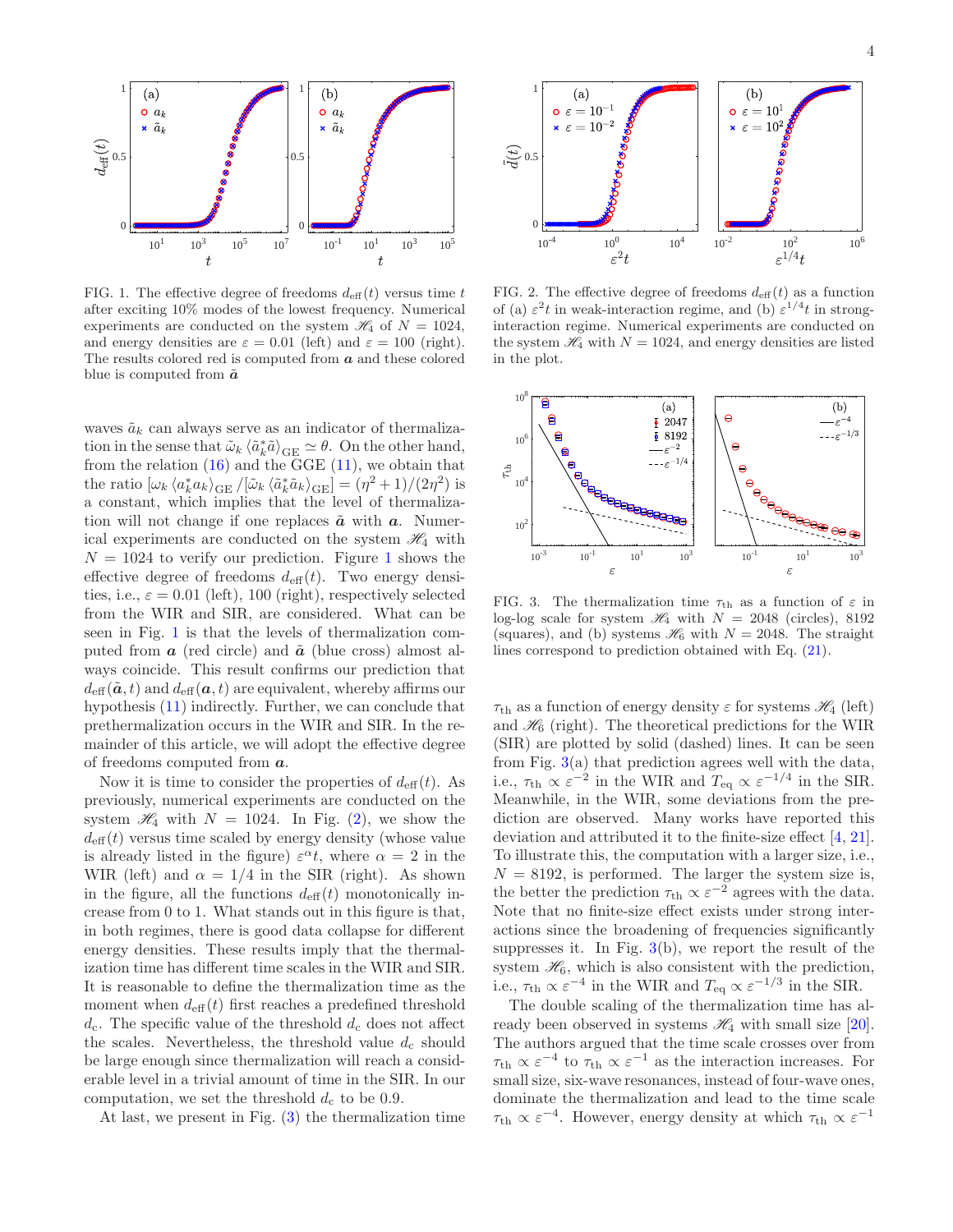FIG. 1. The effective degree of freedoms $d_{\rm eff}(t)$ versus time $t$ after exciting 10% modes of the lowest frequency. Numerical experiments are conducted on the system $\mathscr{H}_4$ of $N = 1024$, and energy densities are $\varepsilon = 0.01$ (left) and $\varepsilon = 100$ (right). The results colored red is computed from $\boldsymbol{a}$ and these colored blue is computed from $\tilde{\boldsymbol{a}}$

waves $\tilde{a}_k$ can always serve as an indicator of thermalization in the sense that $\tilde{\omega}_k \langle \tilde{a}_k^* \tilde{a} \rangle_{\rm GE} \simeq \theta$. On the other hand, from the relation (16) and the GGE (11), we obtain that the ratio $[\omega_k \langle a_k^* a_k \rangle_{\rm GE} / [\tilde{\omega}_k \langle \tilde{a}_k^* \tilde{a}_k \rangle_{\rm GE}] = (\eta^2+1)/(2\eta^2)$ is a constant, which implies that the level of thermalization will not change if one replaces $\tilde{\boldsymbol{a}}$ with $\boldsymbol{a}$. Numerical experiments are conducted on the system $\mathscr{H}_4$ with $N = 1024$ to verify our prediction. Figure 1 shows the effective degree of freedoms $d_{\rm eff}(t)$. Two energy densities, i.e., $\varepsilon = 0.01$ (left), 100 (right), respectively selected from the WIR and SIR, are considered. What can be seen in Fig. 1 is that the levels of thermalization computed from $\boldsymbol{a}$ (red circle) and $\tilde{\boldsymbol{a}}$ (blue cross) almost always coincide. This result confirms our prediction that $d_{\rm eff}(\tilde{\boldsymbol{a}}, t)$ and $d_{\rm eff}(\boldsymbol{a}, t)$ are equivalent, whereby affirms our hypothesis (11) indirectly. Further, we can conclude that prethermalization occurs in the WIR and SIR. In the remainder of this article, we will adopt the effective degree of freedoms computed from $\boldsymbol{a}$.

Now it is time to consider the properties of $d_{\rm eff}(t)$. As previously, numerical experiments are conducted on the system $\mathscr{H}_4$ with $N = 1024$. In Fig. (2), we show the $d_{\rm eff}(t)$ versus time scaled by energy density (whose value is already listed in the figure) $\varepsilon^{\alpha} t$, where $\alpha = 2$ in the WIR (left) and $\alpha = 1/4$ in the SIR (right). As shown in the figure, all the functions $d_{\rm eff}(t)$ monotonically increase from 0 to 1. What stands out in this figure is that, in both regimes, there is good data collapse for different energy densities. These results imply that the thermalization time has different time scales in the WIR and SIR. It is reasonable to define the thermalization time as the moment when $d_{\rm eff}(t)$ first reaches a predefined threshold $d_{\rm c}$. The specific value of the threshold $d_{\rm c}$ does not affect the scales. Nevertheless, the threshold value $d_{\rm c}$ should be large enough since thermalization will reach a considerable level in a trivial amount of time in the SIR. In our computation, we set the threshold $d_{\rm c}$ to be 0.9.

At last, we present in Fig. (3) the thermalization time $\tau_{\rm th}$ as a function of energy density $\varepsilon$ for systems $\mathscr{H}_4$ (left) and $\mathscr{H}_6$ (right). The theoretical predictions for the WIR (SIR) are plotted by solid (dashed) lines. It can be seen from Fig. 3(a) that prediction agrees well with the data, i.e., $\tau_{\rm th} \propto \varepsilon^{-2}$ in the WIR and $T_{\rm eq} \propto \varepsilon^{-1/4}$ in the SIR. Meanwhile, in the WIR, some deviations from the prediction are observed. Many works have reported this deviation and attributed it to the finite-size effect [4, 21]. To illustrate this, the computation with a larger size, i.e., $N = 8192$, is performed. The larger the system size is, the better the prediction $\tau_{\rm th} \propto \varepsilon^{-2}$ agrees with the data. Note that no finite-size effect exists under strong interactions since the broadening of frequencies significantly suppresses it. In Fig. 3(b), we report the result of the system $\mathscr{H}_6$, which is also consistent with the prediction, i.e., $\tau_{\rm th} \propto \varepsilon^{-4}$ in the WIR and $T_{\rm eq} \propto \varepsilon^{-1/3}$ in the SIR.

FIG. 2. The effective degree of freedoms $d_{\rm eff}(t)$ as a function of (a) $\varepsilon^2 t$ in weak-interaction regime, and (b) $\varepsilon^{1/4} t$ in strong-interaction regime. Numerical experiments are conducted on the system $\mathscr{H}_4$ with $N = 1024$, and energy densities are listed in the plot.

FIG. 3. The thermalization time $\tau_{\rm th}$ as a function of $\varepsilon$ in log-log scale for system $\mathscr{H}_4$ with $N = 2048$ (circles), 8192 (squares), and (b) systems $\mathscr{H}_6$ with $N = 2048$. The straight lines correspond to prediction obtained with Eq. (21).

The double scaling of the thermalization time has already been observed in systems $\mathscr{H}_4$ with small size [20]. The authors argued that the time scale crosses over from $\tau_{\rm th} \propto \varepsilon^{-4}$ to $\tau_{\rm th} \propto \varepsilon^{-1}$ as the interaction increases. For small size, six-wave resonances, instead of four-wave ones, dominate the thermalization and lead to the time scale $\tau_{\rm th} \propto \varepsilon^{-4}$. However, energy density at which $\tau_{\rm th} \propto \varepsilon^{-1}$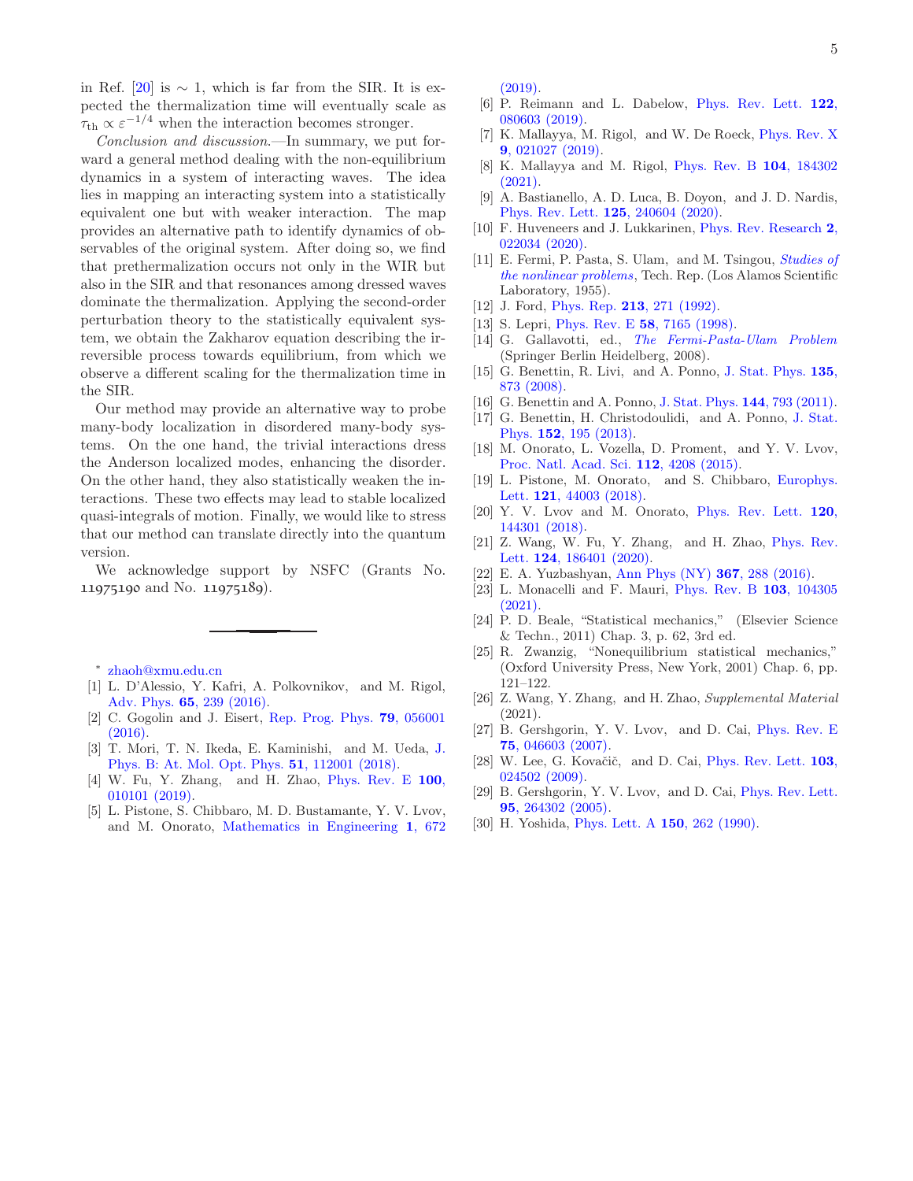in Ref. [20] is $\sim 1$, which is far from the SIR. It is expected the thermalization time will eventually scale as $\tau_{\text{th}} \propto \varepsilon^{-1/4}$ when the interaction becomes stronger.

*Conclusion and discussion.*—In summary, we put forward a general method dealing with the non-equilibrium dynamics in a system of interacting waves. The idea lies in mapping an interacting system into a statistically equivalent one but with weaker interaction. The map provides an alternative path to identify dynamics of observables of the original system. After doing so, we find that prethermalization occurs not only in the WIR but also in the SIR and that resonances among dressed waves dominate the thermalization. Applying the second-order perturbation theory to the statistically equivalent system, we obtain the Zakharov equation describing the irreversible process towards equilibrium, from which we observe a different scaling for the thermalization time in the SIR.

Our method may provide an alternative way to probe many-body localization in disordered many-body systems. On the one hand, the trivial interactions dress the Anderson localized modes, enhancing the disorder. On the other hand, they also statistically weaken the interactions. These two effects may lead to stable localized quasi-integrals of motion. Finally, we would like to stress that our method can translate directly into the quantum version.

We acknowledge support by NSFC (Grants No. 11975190 and No. 11975189).

---

\* zhaoh@xmu.edu.cn

[1] L. D'Alessio, Y. Kafri, A. Polkovnikov, and M. Rigol, Adv. Phys. **65**, 239 (2016).

[2] C. Gogolin and J. Eisert, Rep. Prog. Phys. **79**, 056001 (2016).

[3] T. Mori, T. N. Ikeda, E. Kaminishi, and M. Ueda, J. Phys. B: At. Mol. Opt. Phys. **51**, 112001 (2018).

[4] W. Fu, Y. Zhang, and H. Zhao, Phys. Rev. E **100**, 010101 (2019).

[5] L. Pistone, S. Chibbaro, M. D. Bustamante, Y. V. Lvov, and M. Onorato, Mathematics in Engineering **1**, 672 (2019).

[6] P. Reimann and L. Dabelow, Phys. Rev. Lett. **122**, 080603 (2019).

[7] K. Mallayya, M. Rigol, and W. De Roeck, Phys. Rev. X **9**, 021027 (2019).

[8] K. Mallayya and M. Rigol, Phys. Rev. B **104**, 184302 (2021).

[9] A. Bastianello, A. D. Luca, B. Doyon, and J. D. Nardis, Phys. Rev. Lett. **125**, 240604 (2020).

[10] F. Huveneers and J. Lukkarinen, Phys. Rev. Research **2**, 022034 (2020).

[11] E. Fermi, P. Pasta, S. Ulam, and M. Tsingou, *Studies of the nonlinear problems*, Tech. Rep. (Los Alamos Scientific Laboratory, 1955).

[12] J. Ford, Phys. Rep. **213**, 271 (1992).

[13] S. Lepri, Phys. Rev. E **58**, 7165 (1998).

[14] G. Gallavotti, ed., *The Fermi-Pasta-Ulam Problem* (Springer Berlin Heidelberg, 2008).

[15] G. Benettin, R. Livi, and A. Ponno, J. Stat. Phys. **135**, 873 (2008).

[16] G. Benettin and A. Ponno, J. Stat. Phys. **144**, 793 (2011).

[17] G. Benettin, H. Christodoulidi, and A. Ponno, J. Stat. Phys. **152**, 195 (2013).

[18] M. Onorato, L. Vozella, D. Proment, and Y. V. Lvov, Proc. Natl. Acad. Sci. **112**, 4208 (2015).

[19] L. Pistone, M. Onorato, and S. Chibbaro, Europhys. Lett. **121**, 44003 (2018).

[20] Y. V. Lvov and M. Onorato, Phys. Rev. Lett. **120**, 144301 (2018).

[21] Z. Wang, W. Fu, Y. Zhang, and H. Zhao, Phys. Rev. Lett. **124**, 186401 (2020).

[22] E. A. Yuzbashyan, Ann Phys (NY) **367**, 288 (2016).

[23] L. Monacelli and F. Mauri, Phys. Rev. B **103**, 104305 (2021).

[24] P. D. Beale, "Statistical mechanics," (Elsevier Science & Techn., 2011) Chap. 3, p. 62, 3rd ed.

[25] R. Zwanzig, "Nonequilibrium statistical mechanics," (Oxford University Press, New York, 2001) Chap. 6, pp. 121–122.

[26] Z. Wang, Y. Zhang, and H. Zhao, *Supplemental Material* (2021).

[27] B. Gershgorin, Y. V. Lvov, and D. Cai, Phys. Rev. E **75**, 046603 (2007).

[28] W. Lee, G. Kovačič, and D. Cai, Phys. Rev. Lett. **103**, 024502 (2009).

[29] B. Gershgorin, Y. V. Lvov, and D. Cai, Phys. Rev. Lett. **95**, 264302 (2005).

[30] H. Yoshida, Phys. Lett. A **150**, 262 (1990).